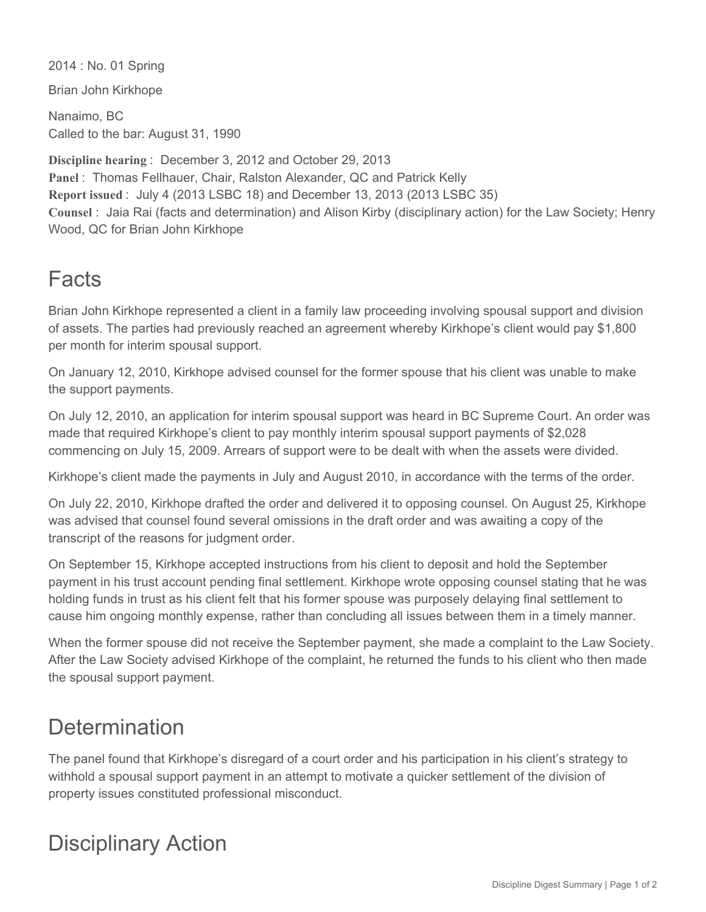2014 : No. 01 Spring

Brian John Kirkhope

Nanaimo, BC
Called to the bar: August 31, 1990

**Discipline hearing** : December 3, 2012 and October 29, 2013
**Panel** : Thomas Fellhauer, Chair, Ralston Alexander, QC and Patrick Kelly
**Report issued** : July 4 (2013 LSBC 18) and December 13, 2013 (2013 LSBC 35)
**Counsel** : Jaia Rai (facts and determination) and Alison Kirby (disciplinary action) for the Law Society; Henry Wood, QC for Brian John Kirkhope

## Facts

Brian John Kirkhope represented a client in a family law proceeding involving spousal support and division of assets. The parties had previously reached an agreement whereby Kirkhope's client would pay $1,800 per month for interim spousal support.

On January 12, 2010, Kirkhope advised counsel for the former spouse that his client was unable to make the support payments.

On July 12, 2010, an application for interim spousal support was heard in BC Supreme Court. An order was made that required Kirkhope's client to pay monthly interim spousal support payments of $2,028 commencing on July 15, 2009. Arrears of support were to be dealt with when the assets were divided.

Kirkhope's client made the payments in July and August 2010, in accordance with the terms of the order.

On July 22, 2010, Kirkhope drafted the order and delivered it to opposing counsel. On August 25, Kirkhope was advised that counsel found several omissions in the draft order and was awaiting a copy of the transcript of the reasons for judgment order.

On September 15, Kirkhope accepted instructions from his client to deposit and hold the September payment in his trust account pending final settlement. Kirkhope wrote opposing counsel stating that he was holding funds in trust as his client felt that his former spouse was purposely delaying final settlement to cause him ongoing monthly expense, rather than concluding all issues between them in a timely manner.

When the former spouse did not receive the September payment, she made a complaint to the Law Society. After the Law Society advised Kirkhope of the complaint, he returned the funds to his client who then made the spousal support payment.

## Determination

The panel found that Kirkhope's disregard of a court order and his participation in his client's strategy to withhold a spousal support payment in an attempt to motivate a quicker settlement of the division of property issues constituted professional misconduct.

## Disciplinary Action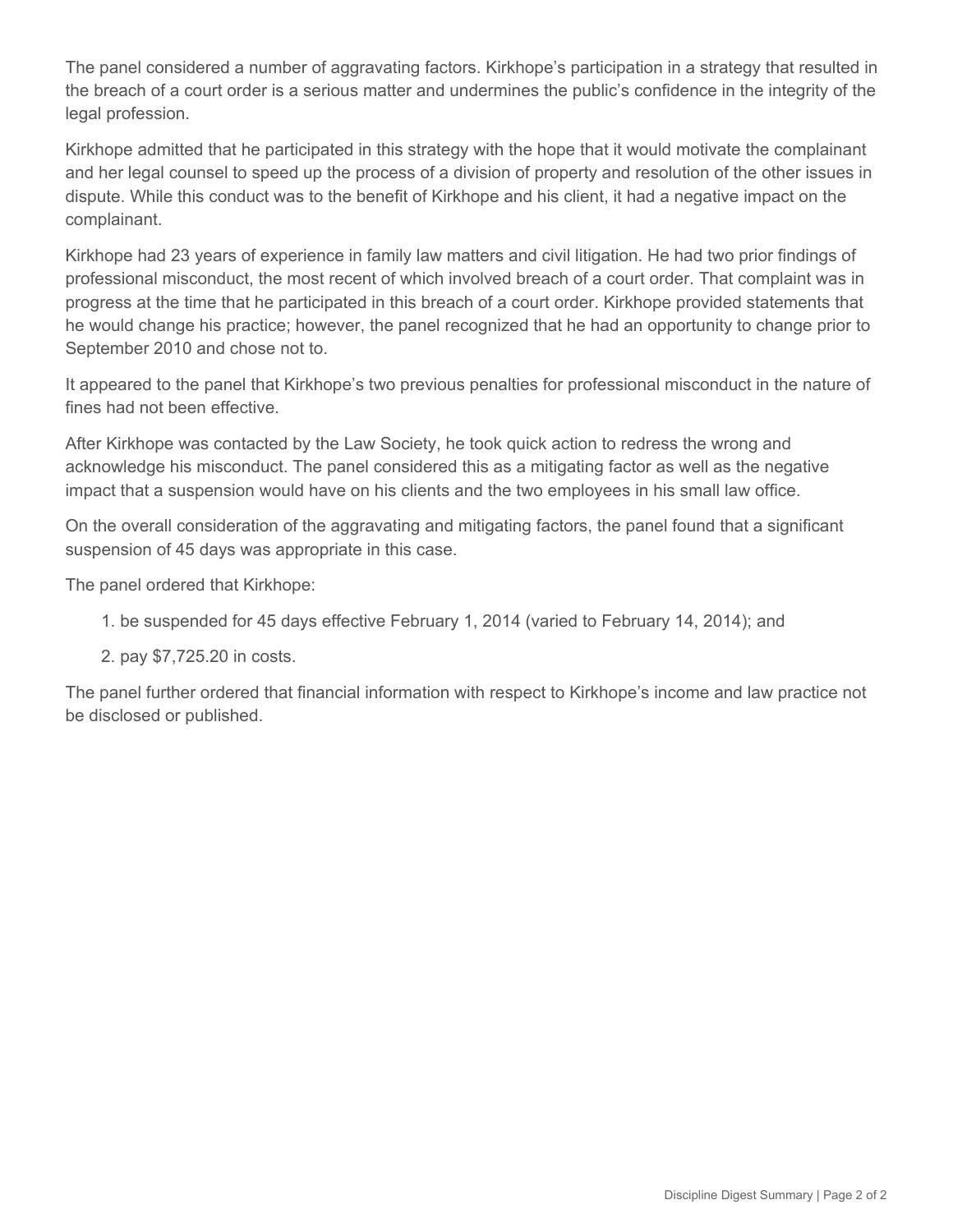The panel considered a number of aggravating factors. Kirkhope's participation in a strategy that resulted in the breach of a court order is a serious matter and undermines the public's confidence in the integrity of the legal profession.

Kirkhope admitted that he participated in this strategy with the hope that it would motivate the complainant and her legal counsel to speed up the process of a division of property and resolution of the other issues in dispute. While this conduct was to the benefit of Kirkhope and his client, it had a negative impact on the complainant.

Kirkhope had 23 years of experience in family law matters and civil litigation. He had two prior findings of professional misconduct, the most recent of which involved breach of a court order. That complaint was in progress at the time that he participated in this breach of a court order. Kirkhope provided statements that he would change his practice; however, the panel recognized that he had an opportunity to change prior to September 2010 and chose not to.

It appeared to the panel that Kirkhope's two previous penalties for professional misconduct in the nature of fines had not been effective.

After Kirkhope was contacted by the Law Society, he took quick action to redress the wrong and acknowledge his misconduct. The panel considered this as a mitigating factor as well as the negative impact that a suspension would have on his clients and the two employees in his small law office.

On the overall consideration of the aggravating and mitigating factors, the panel found that a significant suspension of 45 days was appropriate in this case.

The panel ordered that Kirkhope:

1. be suspended for 45 days effective February 1, 2014 (varied to February 14, 2014); and
2. pay $7,725.20 in costs.

The panel further ordered that financial information with respect to Kirkhope's income and law practice not be disclosed or published.